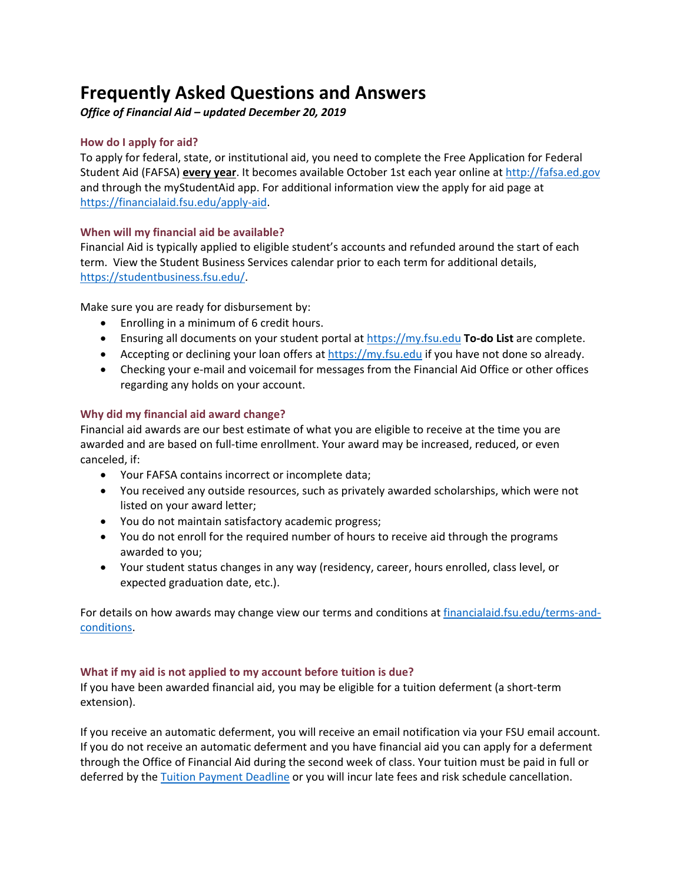# Frequently Asked Questions and Answers

***Office of Financial Aid – updated December 20, 2019***

### How do I apply for aid?

To apply for federal, state, or institutional aid, you need to complete the Free Application for Federal Student Aid (FAFSA) **every year**. It becomes available October 1st each year online at http://fafsa.ed.gov and through the myStudentAid app. For additional information view the apply for aid page at https://financialaid.fsu.edu/apply-aid.

### When will my financial aid be available?

Financial Aid is typically applied to eligible student's accounts and refunded around the start of each term. View the Student Business Services calendar prior to each term for additional details, https://studentbusiness.fsu.edu/.

Make sure you are ready for disbursement by:

- Enrolling in a minimum of 6 credit hours.
- Ensuring all documents on your student portal at https://my.fsu.edu **To-do List** are complete.
- Accepting or declining your loan offers at https://my.fsu.edu if you have not done so already.
- Checking your e-mail and voicemail for messages from the Financial Aid Office or other offices regarding any holds on your account.

### Why did my financial aid award change?

Financial aid awards are our best estimate of what you are eligible to receive at the time you are awarded and are based on full-time enrollment. Your award may be increased, reduced, or even canceled, if:

- Your FAFSA contains incorrect or incomplete data;
- You received any outside resources, such as privately awarded scholarships, which were not listed on your award letter;
- You do not maintain satisfactory academic progress;
- You do not enroll for the required number of hours to receive aid through the programs awarded to you;
- Your student status changes in any way (residency, career, hours enrolled, class level, or expected graduation date, etc.).

For details on how awards may change view our terms and conditions at financialaid.fsu.edu/terms-and-conditions.

### What if my aid is not applied to my account before tuition is due?

If you have been awarded financial aid, you may be eligible for a tuition deferment (a short-term extension).

If you receive an automatic deferment, you will receive an email notification via your FSU email account. If you do not receive an automatic deferment and you have financial aid you can apply for a deferment through the Office of Financial Aid during the second week of class. Your tuition must be paid in full or deferred by the Tuition Payment Deadline or you will incur late fees and risk schedule cancellation.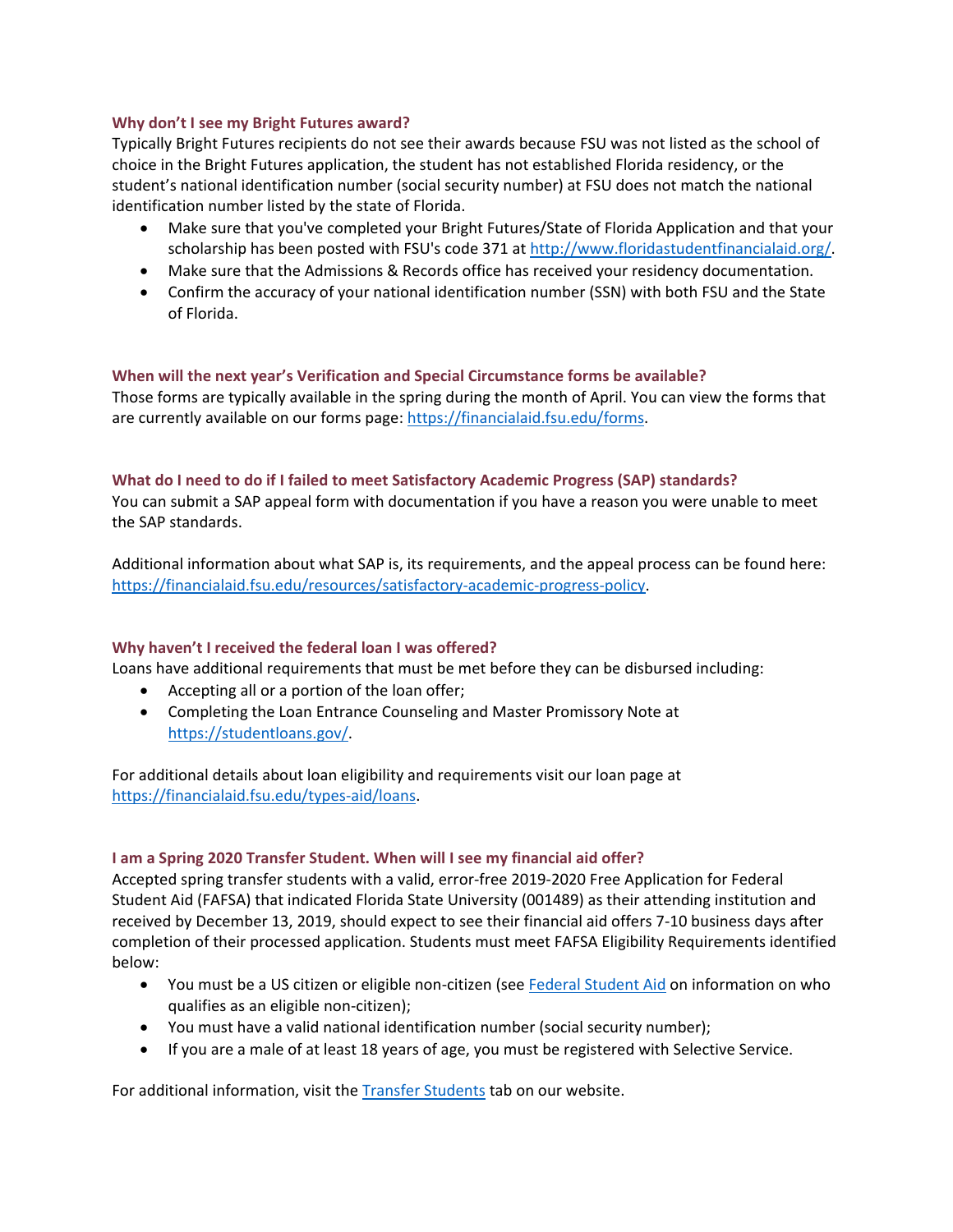### Why don't I see my Bright Futures award?

Typically Bright Futures recipients do not see their awards because FSU was not listed as the school of choice in the Bright Futures application, the student has not established Florida residency, or the student's national identification number (social security number) at FSU does not match the national identification number listed by the state of Florida.

- Make sure that you've completed your Bright Futures/State of Florida Application and that your scholarship has been posted with FSU's code 371 at [http://www.floridastudentfinancialaid.org/](http://www.floridastudentfinancialaid.org/).
- Make sure that the Admissions & Records office has received your residency documentation.
- Confirm the accuracy of your national identification number (SSN) with both FSU and the State of Florida.

### When will the next year's Verification and Special Circumstance forms be available?

Those forms are typically available in the spring during the month of April. You can view the forms that are currently available on our forms page: [https://financialaid.fsu.edu/forms](https://financialaid.fsu.edu/forms).

### What do I need to do if I failed to meet Satisfactory Academic Progress (SAP) standards?

You can submit a SAP appeal form with documentation if you have a reason you were unable to meet the SAP standards.

Additional information about what SAP is, its requirements, and the appeal process can be found here: [https://financialaid.fsu.edu/resources/satisfactory-academic-progress-policy](https://financialaid.fsu.edu/resources/satisfactory-academic-progress-policy).

### Why haven't I received the federal loan I was offered?

Loans have additional requirements that must be met before they can be disbursed including:

- Accepting all or a portion of the loan offer;
- Completing the Loan Entrance Counseling and Master Promissory Note at [https://studentloans.gov/](https://studentloans.gov/).

For additional details about loan eligibility and requirements visit our loan page at [https://financialaid.fsu.edu/types-aid/loans](https://financialaid.fsu.edu/types-aid/loans).

### I am a Spring 2020 Transfer Student. When will I see my financial aid offer?

Accepted spring transfer students with a valid, error-free 2019-2020 Free Application for Federal Student Aid (FAFSA) that indicated Florida State University (001489) as their attending institution and received by December 13, 2019, should expect to see their financial aid offers 7-10 business days after completion of their processed application. Students must meet FAFSA Eligibility Requirements identified below:

- You must be a US citizen or eligible non-citizen (see Federal Student Aid on information on who qualifies as an eligible non-citizen);
- You must have a valid national identification number (social security number);
- If you are a male of at least 18 years of age, you must be registered with Selective Service.

For additional information, visit the Transfer Students tab on our website.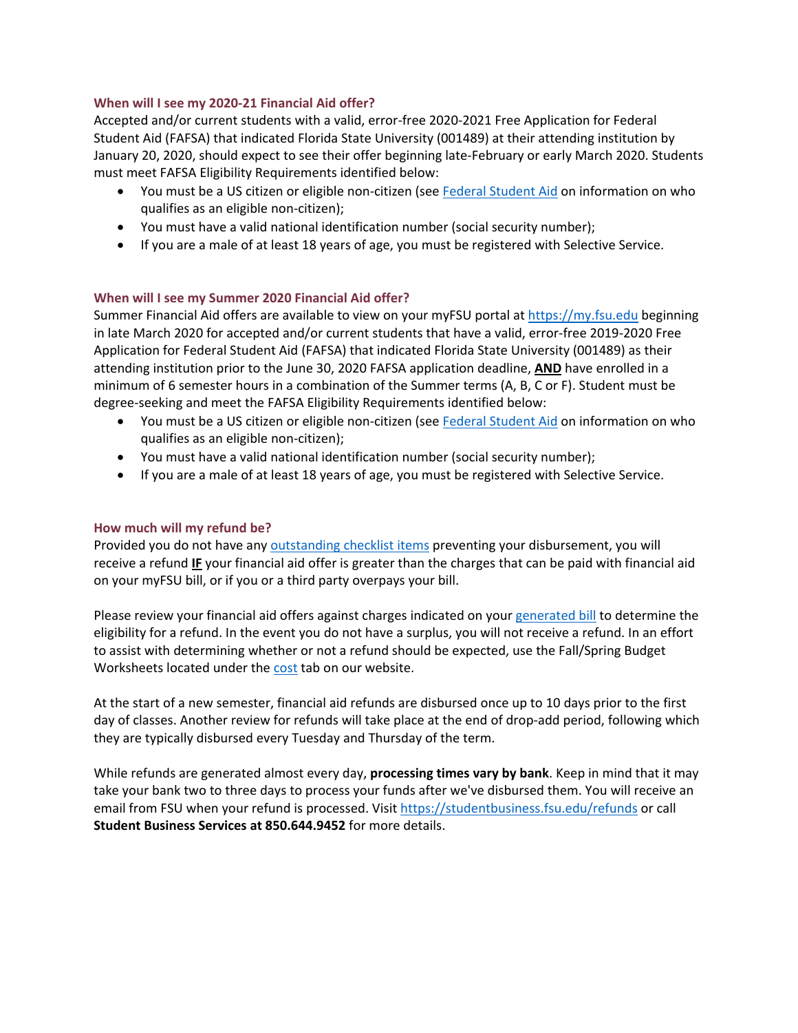### When will I see my 2020-21 Financial Aid offer?

Accepted and/or current students with a valid, error-free 2020-2021 Free Application for Federal Student Aid (FAFSA) that indicated Florida State University (001489) at their attending institution by January 20, 2020, should expect to see their offer beginning late-February or early March 2020. Students must meet FAFSA Eligibility Requirements identified below:

- You must be a US citizen or eligible non-citizen (see Federal Student Aid on information on who qualifies as an eligible non-citizen);
- You must have a valid national identification number (social security number);
- If you are a male of at least 18 years of age, you must be registered with Selective Service.

### When will I see my Summer 2020 Financial Aid offer?

Summer Financial Aid offers are available to view on your myFSU portal at https://my.fsu.edu beginning in late March 2020 for accepted and/or current students that have a valid, error-free 2019-2020 Free Application for Federal Student Aid (FAFSA) that indicated Florida State University (001489) as their attending institution prior to the June 30, 2020 FAFSA application deadline, **AND** have enrolled in a minimum of 6 semester hours in a combination of the Summer terms (A, B, C or F). Student must be degree-seeking and meet the FAFSA Eligibility Requirements identified below:

- You must be a US citizen or eligible non-citizen (see Federal Student Aid on information on who qualifies as an eligible non-citizen);
- You must have a valid national identification number (social security number);
- If you are a male of at least 18 years of age, you must be registered with Selective Service.

### How much will my refund be?

Provided you do not have any outstanding checklist items preventing your disbursement, you will receive a refund **IF** your financial aid offer is greater than the charges that can be paid with financial aid on your myFSU bill, or if you or a third party overpays your bill.

Please review your financial aid offers against charges indicated on your generated bill to determine the eligibility for a refund. In the event you do not have a surplus, you will not receive a refund. In an effort to assist with determining whether or not a refund should be expected, use the Fall/Spring Budget Worksheets located under the cost tab on our website.

At the start of a new semester, financial aid refunds are disbursed once up to 10 days prior to the first day of classes. Another review for refunds will take place at the end of drop-add period, following which they are typically disbursed every Tuesday and Thursday of the term.

While refunds are generated almost every day, **processing times vary by bank**. Keep in mind that it may take your bank two to three days to process your funds after we've disbursed them. You will receive an email from FSU when your refund is processed. Visit https://studentbusiness.fsu.edu/refunds or call **Student Business Services at 850.644.9452** for more details.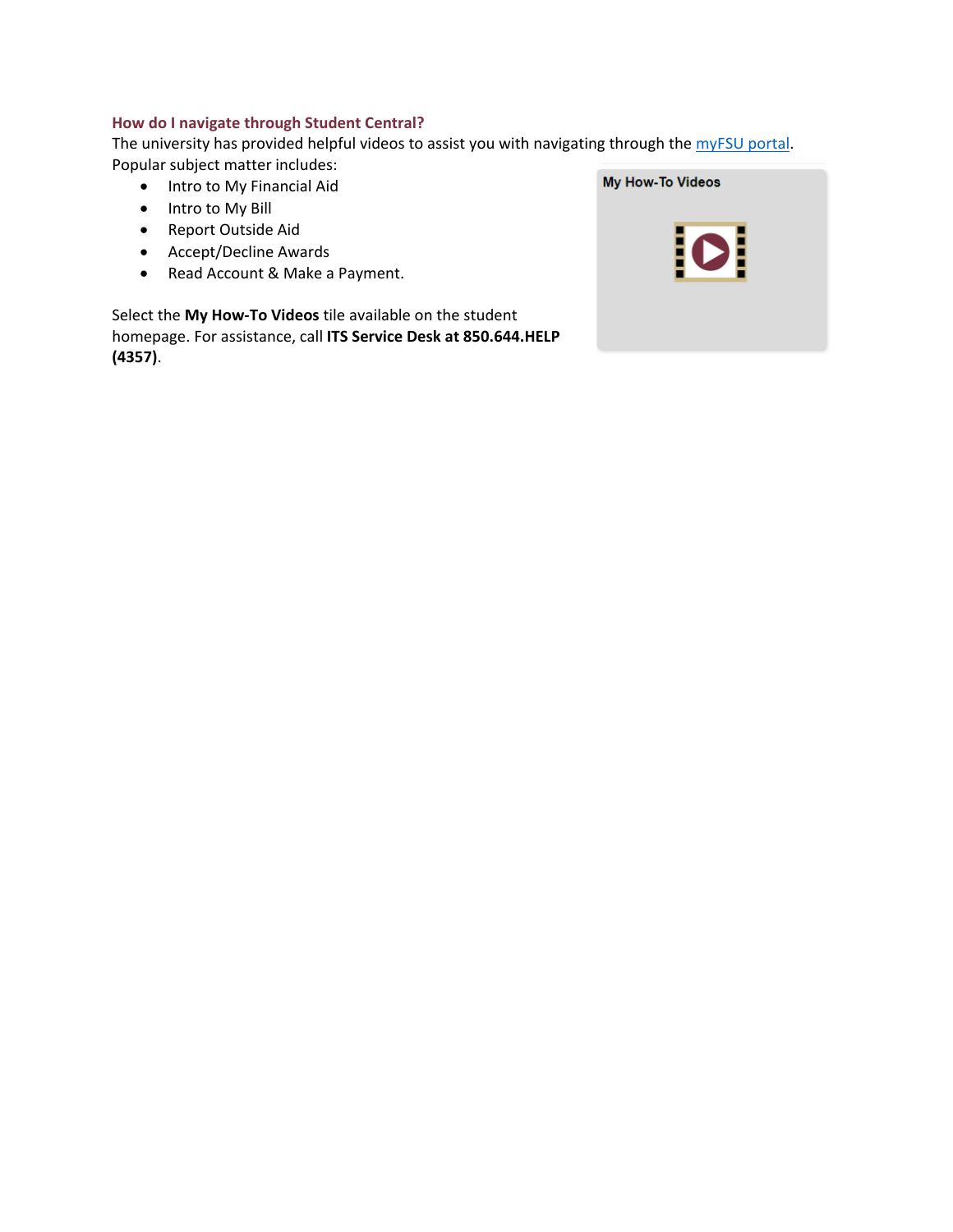### How do I navigate through Student Central?

The university has provided helpful videos to assist you with navigating through the [myFSU portal](). Popular subject matter includes:

- Intro to My Financial Aid
- Intro to My Bill
- Report Outside Aid
- Accept/Decline Awards
- Read Account & Make a Payment.

My How-To Videos

Select the **My How-To Videos** tile available on the student homepage. For assistance, call **ITS Service Desk at 850.644.HELP (4357)**.